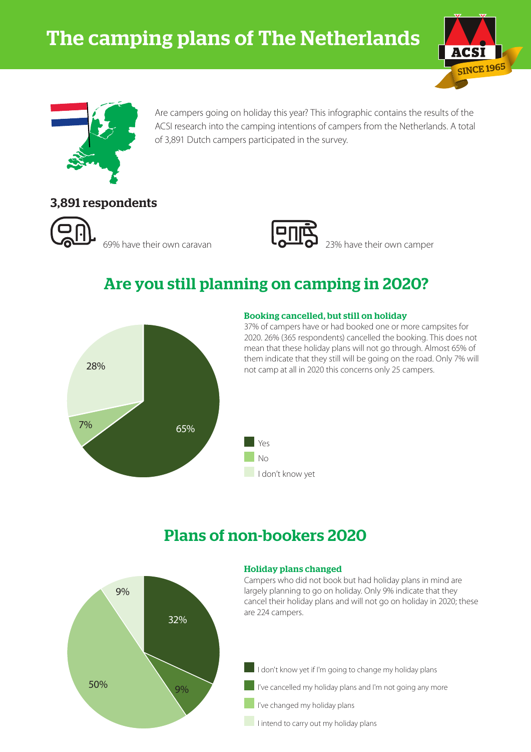# The camping plans of The Netherlands

Are campers going on holiday this year? This infographic contains the results of the ACSI research into the camping intentions of campers from the Netherlands. A total of 3,891 Dutch campers participated in the survey.

### 3,891 respondents

69% have their own caravan

23% have their own camper

## Are you still planning on camping in 2020?

| Answer | Percentage |
|---|---|
| Yes | 65% |
| No | 7% |
| I don't know yet | 28% |

**Booking cancelled, but still on holiday**

37% of campers have or had booked one or more campsites for 2020. 26% (365 respondents) cancelled the booking. This does not mean that these holiday plans will not go through. Almost 65% of them indicate that they still will be going on the road. Only 7% will not camp at all in 2020 this concerns only 25 campers.

## Plans of non-bookers 2020

| Answer | Percentage |
|---|---|
| I don't know yet if I'm going to change my holiday plans | 32% |
| I've cancelled my holiday plans and I'm not going any more | 9% |
| I've changed my holiday plans | 50% |
| I intend to carry out my holiday plans | 9% |

**Holiday plans changed**

Campers who did not book but had holiday plans in mind are largely planning to go on holiday. Only 9% indicate that they cancel their holiday plans and will not go on holiday in 2020; these are 224 campers.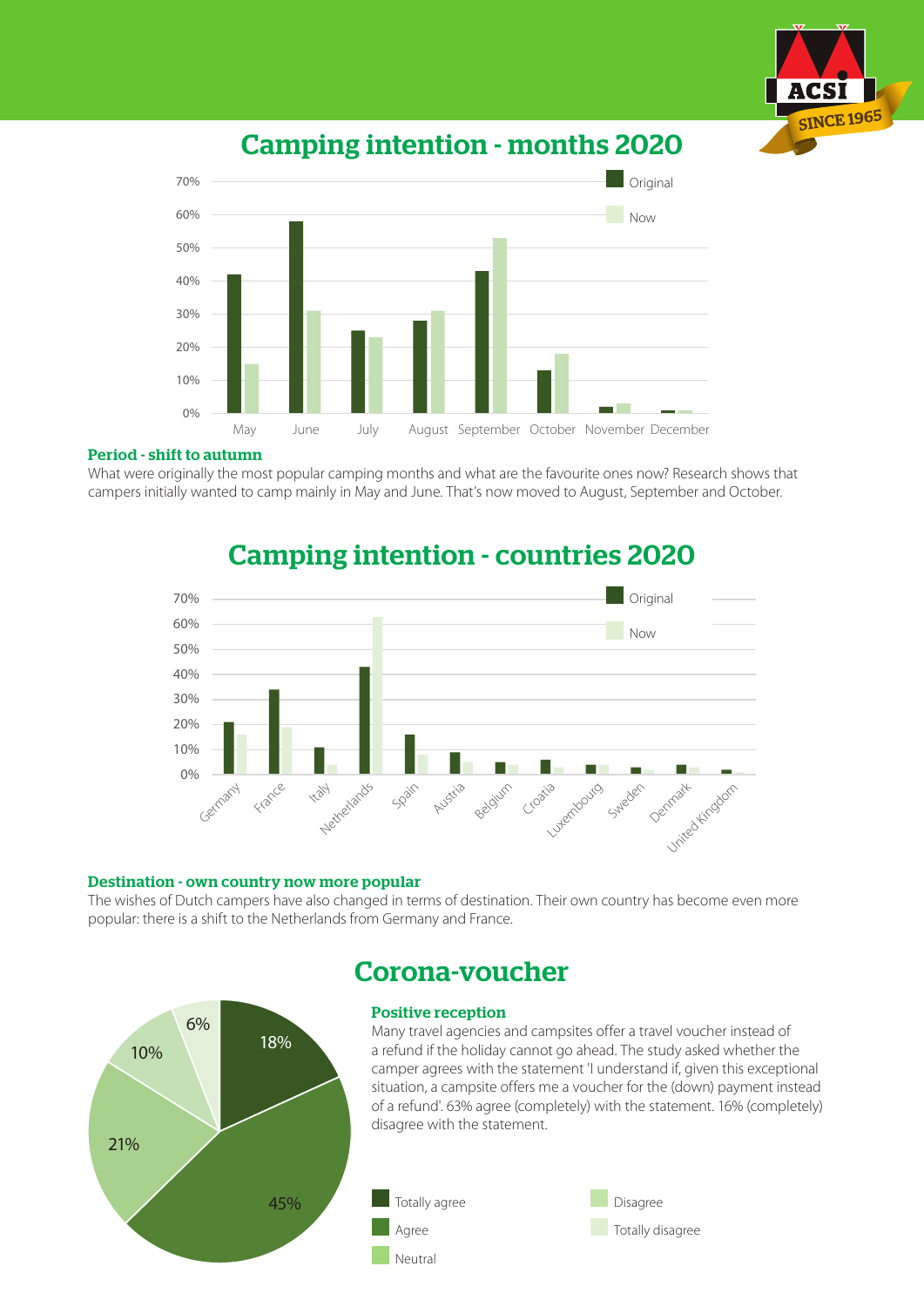ACSI
SINCE 1965

## Camping intention - months 2020

70%
60%
50%
40%
30%
20%
10%
0%

Original
Now

May June July August September October November December

### Period - shift to autumn

What were originally the most popular camping months and what are the favourite ones now? Research shows that campers initially wanted to camp mainly in May and June. That's now moved to August, September and October.

## Camping intention - countries 2020

70%
60%
50%
40%
30%
20%
10%
0%

Original
Now

Germany France Italy Netherlands Spain Austria Belgium Croatia Luxembourg Sweden Denmark United Kingdom

### Destination - own country now more popular

The wishes of Dutch campers have also changed in terms of destination. Their own country has become even more popular: there is a shift to the Netherlands from Germany and France.

## Corona-voucher

18%
45%
21%
10%
6%

### Positive reception

Many travel agencies and campsites offer a travel voucher instead of a refund if the holiday cannot go ahead. The study asked whether the camper agrees with the statement 'I understand if, given this exceptional situation, a campsite offers me a voucher for the (down) payment instead of a refund'. 63% agree (completely) with the statement. 16% (completely) disagree with the statement.

Totally agree
Agree
Neutral
Disagree
Totally disagree